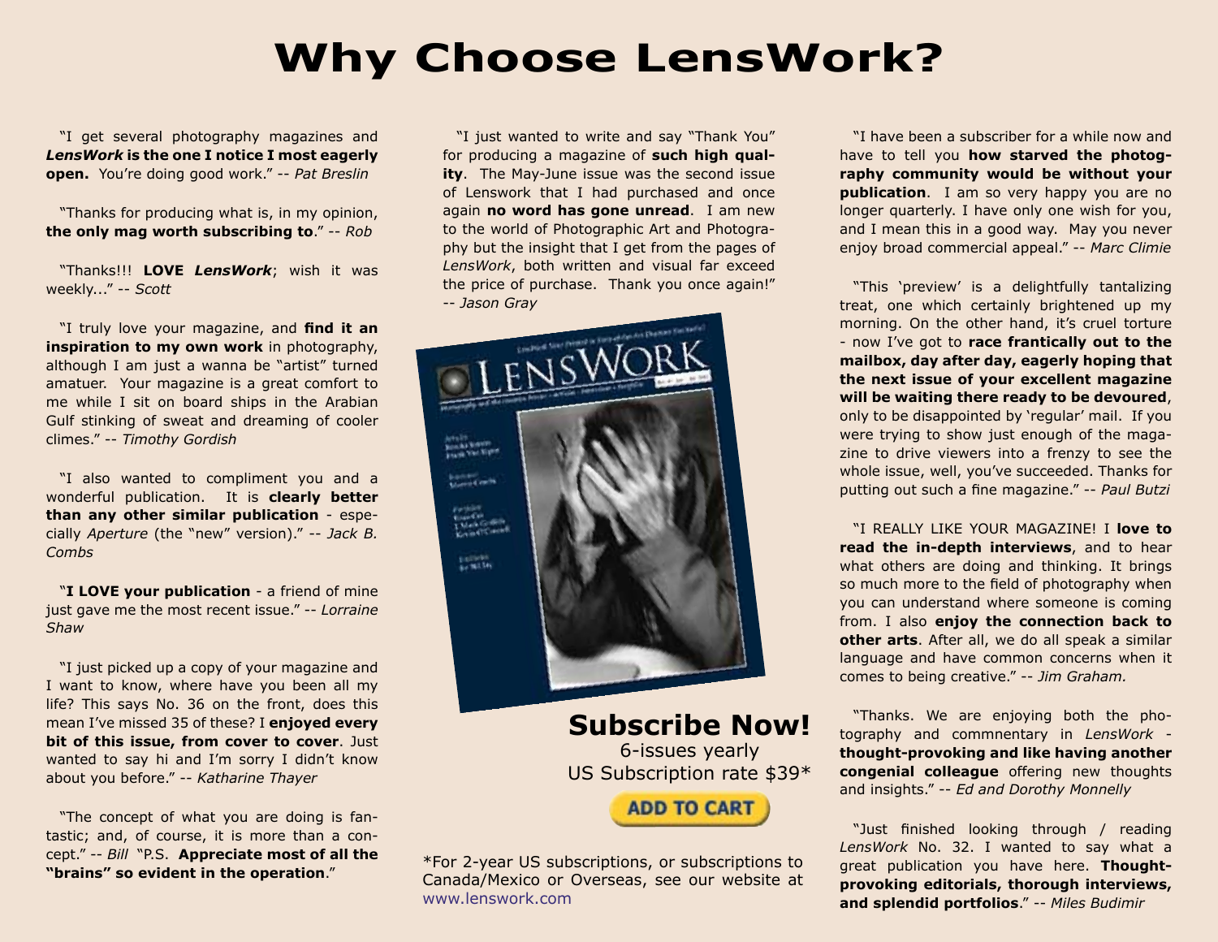# Why Choose LensWork?

"I get several photography magazines and ***LensWork*** **is the one I notice I most eagerly open.** You're doing good work." -- *Pat Breslin*

"Thanks for producing what is, in my opinion, **the only mag worth subscribing to**." -- *Rob*

"Thanks!!! **LOVE** ***LensWork***; wish it was weekly..." -- *Scott*

"I truly love your magazine, and **find it an inspiration to my own work** in photography, although I am just a wanna be "artist" turned amatuer. Your magazine is a great comfort to me while I sit on board ships in the Arabian Gulf stinking of sweat and dreaming of cooler climes." -- *Timothy Gordish*

"I also wanted to compliment you and a wonderful publication. It is **clearly better than any other similar publication** - especially *Aperture* (the "new" version)." -- *Jack B. Combs*

"**I LOVE your publication** - a friend of mine just gave me the most recent issue." -- *Lorraine Shaw*

"I just picked up a copy of your magazine and I want to know, where have you been all my life? This says No. 36 on the front, does this mean I've missed 35 of these? I **enjoyed every bit of this issue, from cover to cover**. Just wanted to say hi and I'm sorry I didn't know about you before." -- *Katharine Thayer*

"The concept of what you are doing is fantastic; and, of course, it is more than a concept." -- *Bill* "P.S. **Appreciate most of all the "brains" so evident in the operation**."

"I just wanted to write and say "Thank You" for producing a magazine of **such high quality**. The May-June issue was the second issue of Lenswork that I had purchased and once again **no word has gone unread**. I am new to the world of Photographic Art and Photography but the insight that I get from the pages of *LensWork*, both written and visual far exceed the price of purchase. Thank you once again!" -- *Jason Gray*

## Subscribe Now!

6-issues yearly
US Subscription rate $39*

ADD TO CART

*For 2-year US subscriptions, or subscriptions to Canada/Mexico or Overseas, see our website at www.lenswork.com

"I have been a subscriber for a while now and have to tell you **how starved the photography community would be without your publication**. I am so very happy you are no longer quarterly. I have only one wish for you, and I mean this in a good way. May you never enjoy broad commercial appeal." -- *Marc Climie*

"This 'preview' is a delightfully tantalizing treat, one which certainly brightened up my morning. On the other hand, it's cruel torture - now I've got to **race frantically out to the mailbox, day after day, eagerly hoping that the next issue of your excellent magazine will be waiting there ready to be devoured**, only to be disappointed by 'regular' mail. If you were trying to show just enough of the magazine to drive viewers into a frenzy to see the whole issue, well, you've succeeded. Thanks for putting out such a fine magazine." -- *Paul Butzi*

"I REALLY LIKE YOUR MAGAZINE! I **love to read the in-depth interviews**, and to hear what others are doing and thinking. It brings so much more to the field of photography when you can understand where someone is coming from. I also **enjoy the connection back to other arts**. After all, we do all speak a similar language and have common concerns when it comes to being creative." -- *Jim Graham.*

"Thanks. We are enjoying both the photography and commnentary in *LensWork* - **thought-provoking and like having another congenial colleague** offering new thoughts and insights." -- *Ed and Dorothy Monnelly*

"Just finished looking through / reading *LensWork* No. 32. I wanted to say what a great publication you have here. **Thought-provoking editorials, thorough interviews, and splendid portfolios**." -- *Miles Budimir*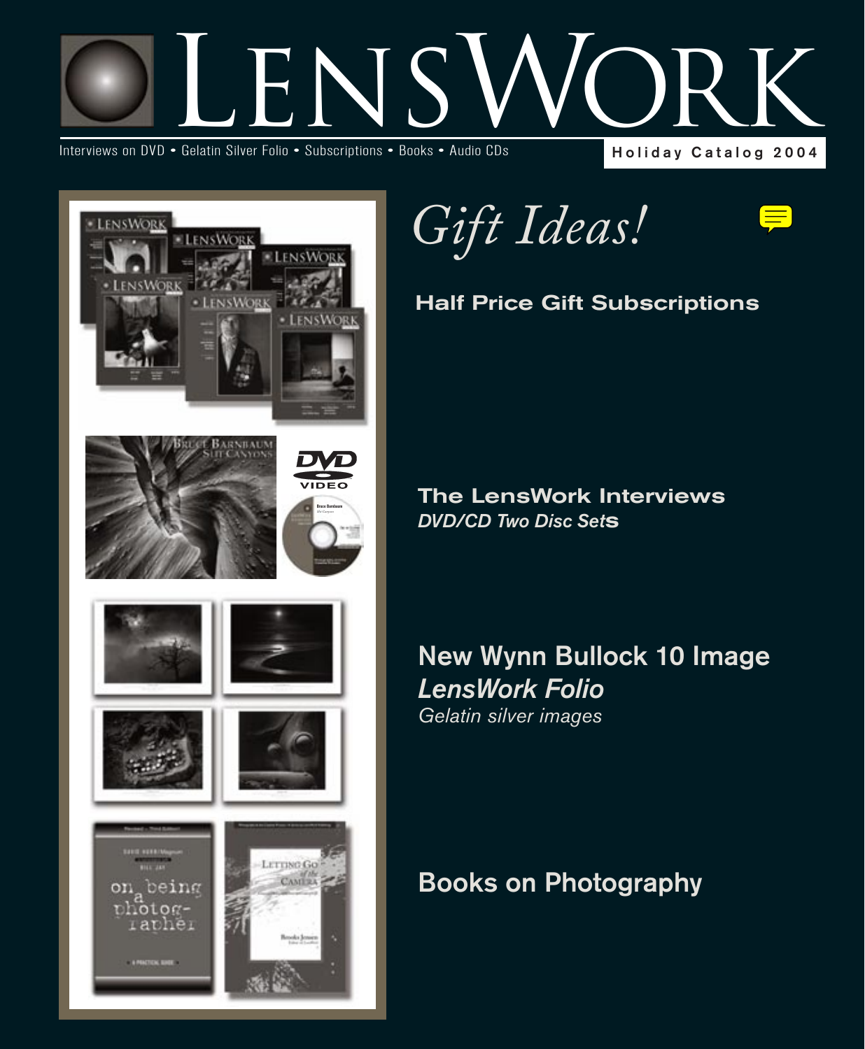# LensWork

Interviews on DVD • Gelatin Silver Folio • Subscriptions • Books • Audio CDs

**Holiday Catalog 2004**

## *Gift Ideas!*

### Half Price Gift Subscriptions

### The LensWork Interviews
*DVD/CD Two Disc Sets*

### New Wynn Bullock 10 Image *LensWork Folio*
*Gelatin silver images*

### Books on Photography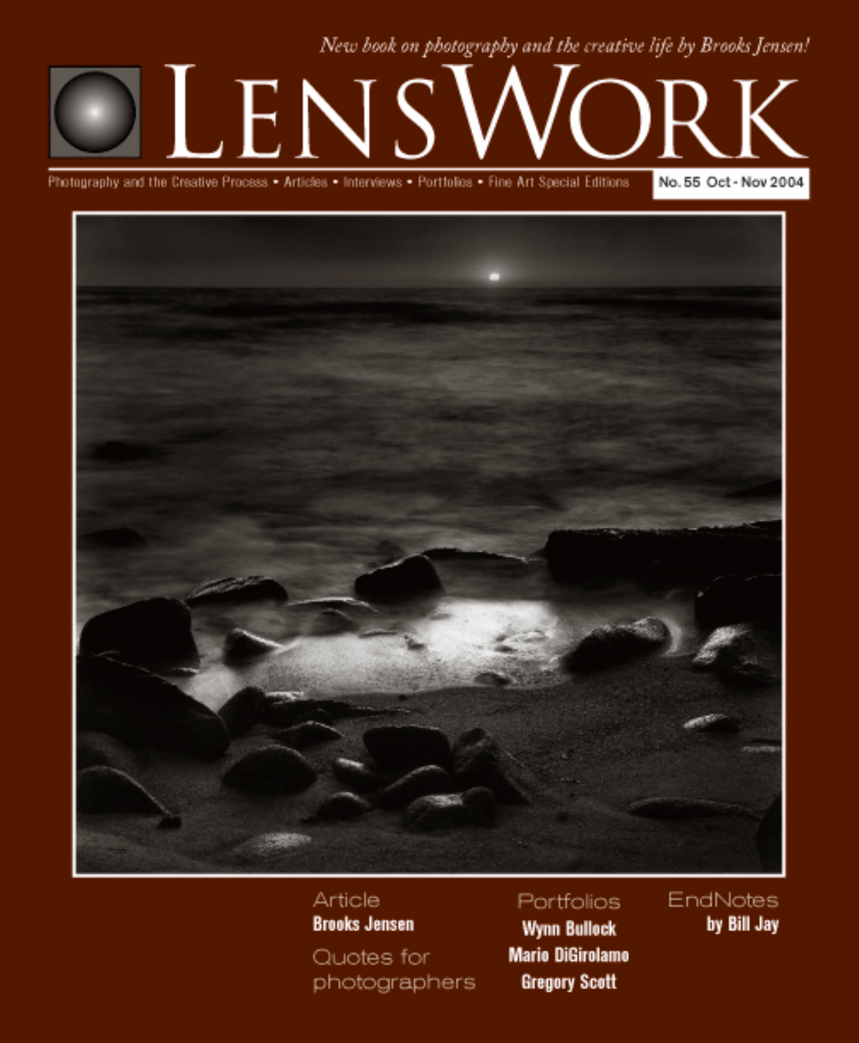*New book on photography and the creative life by Brooks Jensen!*

# LensWork

Photography and the Creative Process • Articles • Interviews • Portfolios • Fine Art Special Editions

No. 55 Oct - Nov 2004

Article
**Brooks Jensen**

Quotes for photographers

Portfolios
**Wynn Bullock**
**Mario DiGirolamo**
**Gregory Scott**

EndNotes
**by Bill Jay**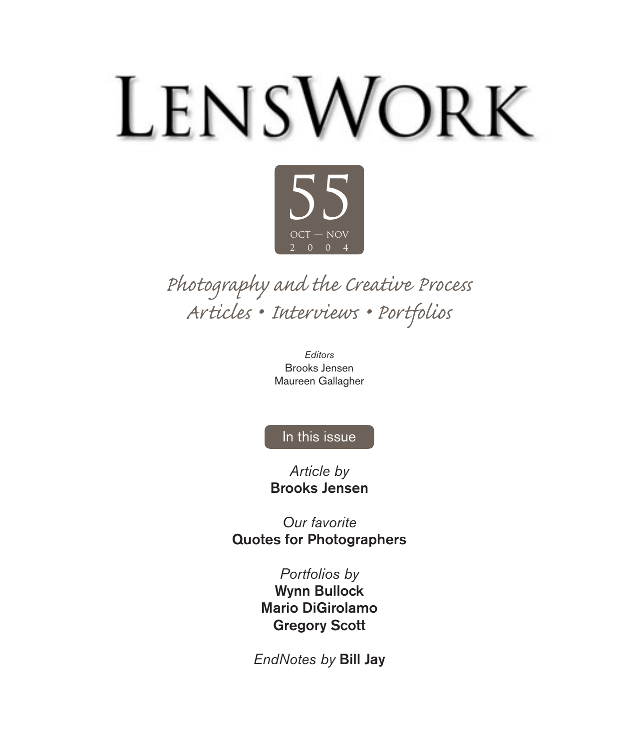# LensWork

**55**

OCT — NOV
2 0 0 4

*Photography and the Creative Process*
*Articles • Interviews • Portfolios*

*Editors*
Brooks Jensen
Maureen Gallagher

## In this issue

*Article by*
**Brooks Jensen**

*Our favorite*
**Quotes for Photographers**

*Portfolios by*
**Wynn Bullock**
**Mario DiGirolamo**
**Gregory Scott**

*EndNotes by* **Bill Jay**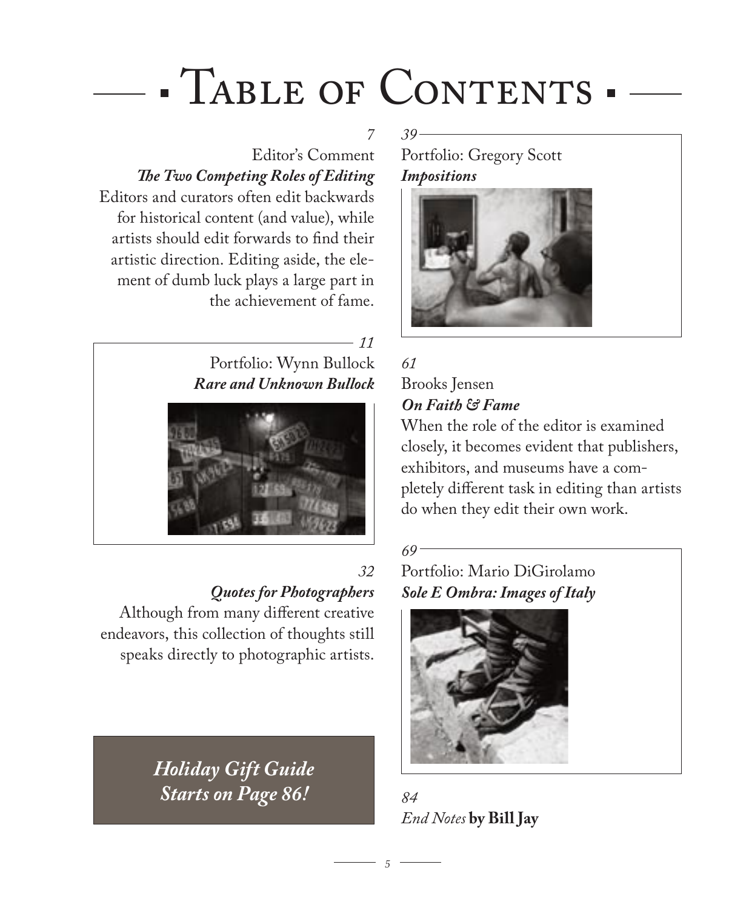# Table of Contents

7

Editor's Comment

***The Two Competing Roles of Editing***

Editors and curators often edit backwards for historical content (and value), while artists should edit forwards to find their artistic direction. Editing aside, the element of dumb luck plays a large part in the achievement of fame.

11

Portfolio: Wynn Bullock

***Rare and Unknown Bullock***

32

***Quotes for Photographers***

Although from many different creative endeavors, this collection of thoughts still speaks directly to photographic artists.

***Holiday Gift Guide Starts on Page 86!***

39

Portfolio: Gregory Scott

***Impositions***

61

Brooks Jensen

***On Faith & Fame***

When the role of the editor is examined closely, it becomes evident that publishers, exhibitors, and museums have a completely different task in editing than artists do when they edit their own work.

69

Portfolio: Mario DiGirolamo

***Sole E Ombra: Images of Italy***

84

*End Notes* **by Bill Jay**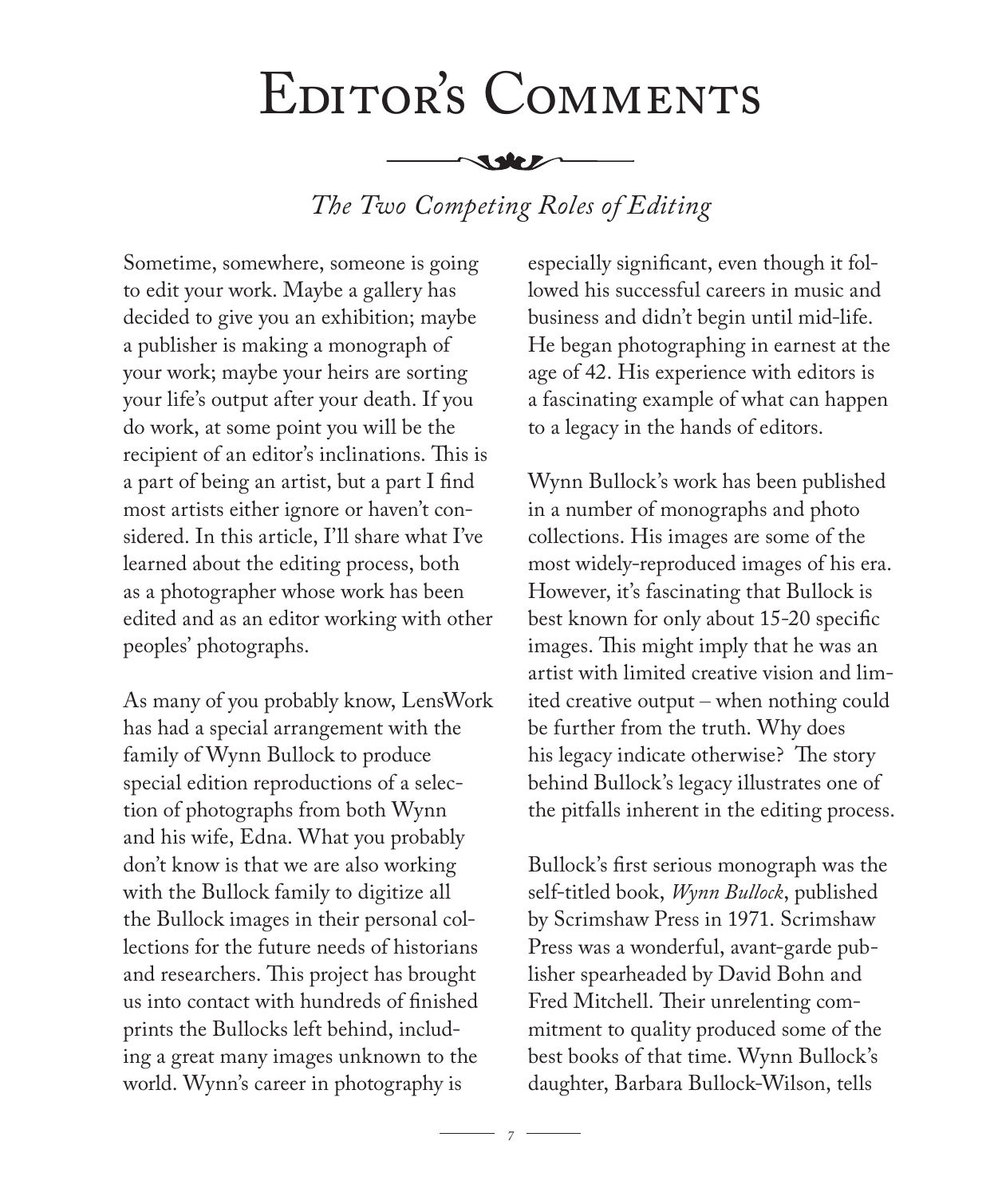# Editor's Comments

*The Two Competing Roles of Editing*

Sometime, somewhere, someone is going to edit your work. Maybe a gallery has decided to give you an exhibition; maybe a publisher is making a monograph of your work; maybe your heirs are sorting your life's output after your death. If you do work, at some point you will be the recipient of an editor's inclinations. This is a part of being an artist, but a part I find most artists either ignore or haven't considered. In this article, I'll share what I've learned about the editing process, both as a photographer whose work has been edited and as an editor working with other peoples' photographs.

As many of you probably know, LensWork has had a special arrangement with the family of Wynn Bullock to produce special edition reproductions of a selection of photographs from both Wynn and his wife, Edna. What you probably don't know is that we are also working with the Bullock family to digitize all the Bullock images in their personal collections for the future needs of historians and researchers. This project has brought us into contact with hundreds of finished prints the Bullocks left behind, including a great many images unknown to the world. Wynn's career in photography is especially significant, even though it followed his successful careers in music and business and didn't begin until mid-life. He began photographing in earnest at the age of 42. His experience with editors is a fascinating example of what can happen to a legacy in the hands of editors.

Wynn Bullock's work has been published in a number of monographs and photo collections. His images are some of the most widely-reproduced images of his era. However, it's fascinating that Bullock is best known for only about 15-20 specific images. This might imply that he was an artist with limited creative vision and limited creative output – when nothing could be further from the truth. Why does his legacy indicate otherwise? The story behind Bullock's legacy illustrates one of the pitfalls inherent in the editing process.

Bullock's first serious monograph was the self-titled book, *Wynn Bullock*, published by Scrimshaw Press in 1971. Scrimshaw Press was a wonderful, avant-garde publisher spearheaded by David Bohn and Fred Mitchell. Their unrelenting commitment to quality produced some of the best books of that time. Wynn Bullock's daughter, Barbara Bullock-Wilson, tells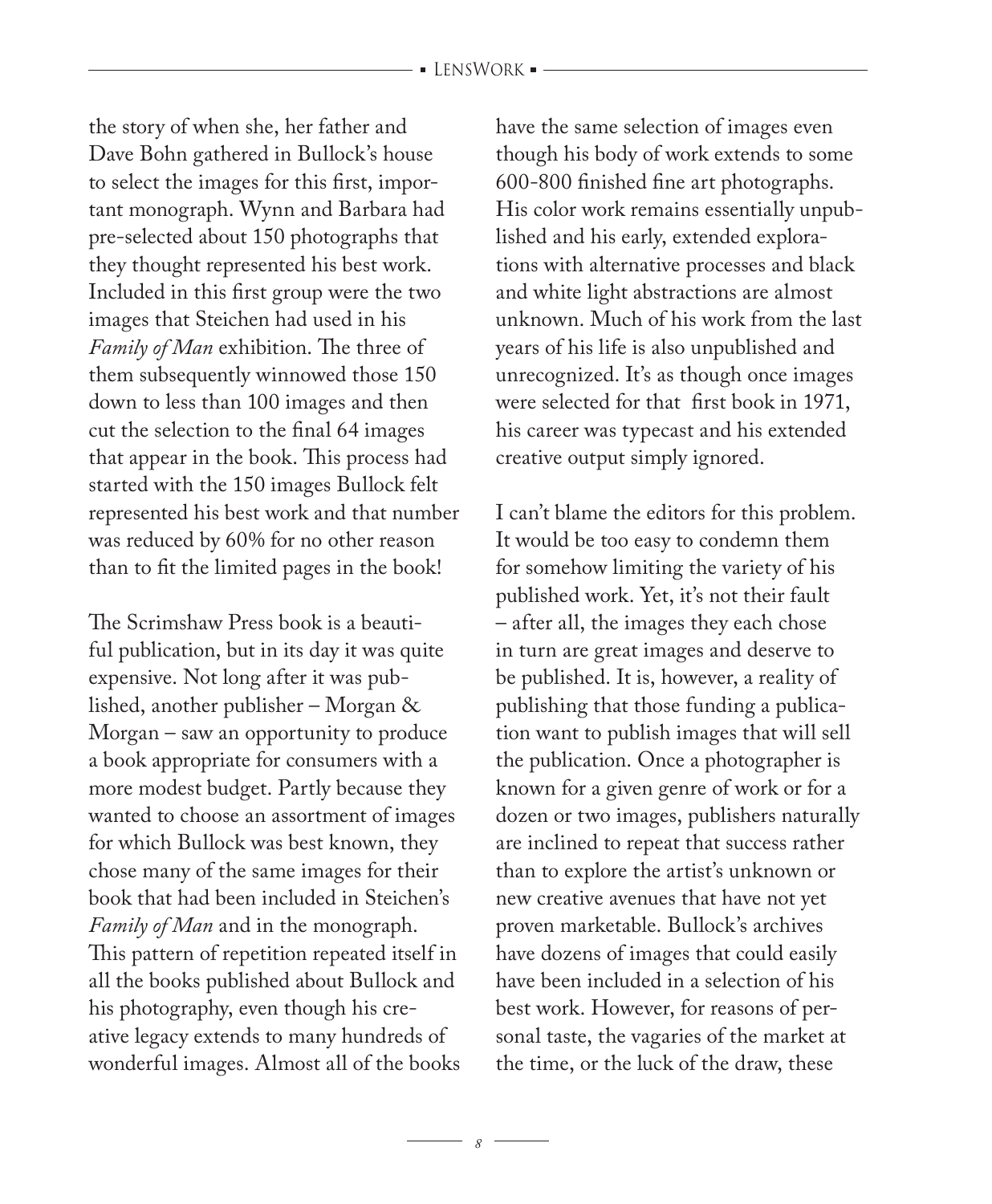the story of when she, her father and Dave Bohn gathered in Bullock's house to select the images for this first, important monograph. Wynn and Barbara had pre-selected about 150 photographs that they thought represented his best work. Included in this first group were the two images that Steichen had used in his *Family of Man* exhibition. The three of them subsequently winnowed those 150 down to less than 100 images and then cut the selection to the final 64 images that appear in the book. This process had started with the 150 images Bullock felt represented his best work and that number was reduced by 60% for no other reason than to fit the limited pages in the book!

The Scrimshaw Press book is a beautiful publication, but in its day it was quite expensive. Not long after it was published, another publisher – Morgan & Morgan – saw an opportunity to produce a book appropriate for consumers with a more modest budget. Partly because they wanted to choose an assortment of images for which Bullock was best known, they chose many of the same images for their book that had been included in Steichen's *Family of Man* and in the monograph. This pattern of repetition repeated itself in all the books published about Bullock and his photography, even though his creative legacy extends to many hundreds of wonderful images. Almost all of the books have the same selection of images even though his body of work extends to some 600-800 finished fine art photographs. His color work remains essentially unpublished and his early, extended explorations with alternative processes and black and white light abstractions are almost unknown. Much of his work from the last years of his life is also unpublished and unrecognized. It's as though once images were selected for that first book in 1971, his career was typecast and his extended creative output simply ignored.

I can't blame the editors for this problem. It would be too easy to condemn them for somehow limiting the variety of his published work. Yet, it's not their fault – after all, the images they each chose in turn are great images and deserve to be published. It is, however, a reality of publishing that those funding a publication want to publish images that will sell the publication. Once a photographer is known for a given genre of work or for a dozen or two images, publishers naturally are inclined to repeat that success rather than to explore the artist's unknown or new creative avenues that have not yet proven marketable. Bullock's archives have dozens of images that could easily have been included in a selection of his best work. However, for reasons of personal taste, the vagaries of the market at the time, or the luck of the draw, these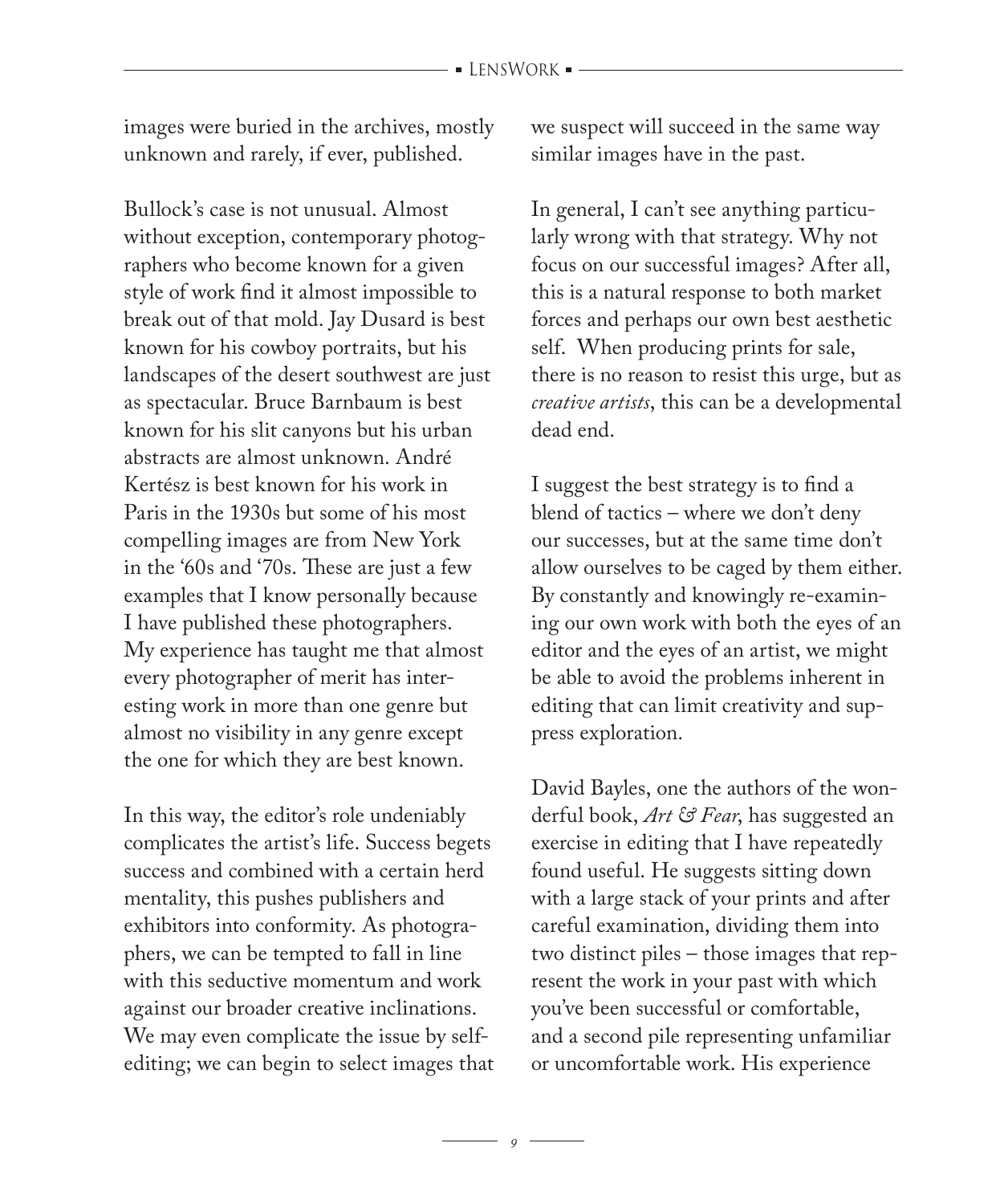images were buried in the archives, mostly unknown and rarely, if ever, published.

Bullock's case is not unusual. Almost without exception, contemporary photographers who become known for a given style of work find it almost impossible to break out of that mold. Jay Dusard is best known for his cowboy portraits, but his landscapes of the desert southwest are just as spectacular. Bruce Barnbaum is best known for his slit canyons but his urban abstracts are almost unknown. André Kertész is best known for his work in Paris in the 1930s but some of his most compelling images are from New York in the '60s and '70s. These are just a few examples that I know personally because I have published these photographers. My experience has taught me that almost every photographer of merit has interesting work in more than one genre but almost no visibility in any genre except the one for which they are best known.

In this way, the editor's role undeniably complicates the artist's life. Success begets success and combined with a certain herd mentality, this pushes publishers and exhibitors into conformity. As photographers, we can be tempted to fall in line with this seductive momentum and work against our broader creative inclinations. We may even complicate the issue by self-editing; we can begin to select images that we suspect will succeed in the same way similar images have in the past.

In general, I can't see anything particularly wrong with that strategy. Why not focus on our successful images? After all, this is a natural response to both market forces and perhaps our own best aesthetic self. When producing prints for sale, there is no reason to resist this urge, but as *creative artists*, this can be a developmental dead end.

I suggest the best strategy is to find a blend of tactics – where we don't deny our successes, but at the same time don't allow ourselves to be caged by them either. By constantly and knowingly re-examining our own work with both the eyes of an editor and the eyes of an artist, we might be able to avoid the problems inherent in editing that can limit creativity and suppress exploration.

David Bayles, one the authors of the wonderful book, *Art & Fear*, has suggested an exercise in editing that I have repeatedly found useful. He suggests sitting down with a large stack of your prints and after careful examination, dividing them into two distinct piles – those images that represent the work in your past with which you've been successful or comfortable, and a second pile representing unfamiliar or uncomfortable work. His experience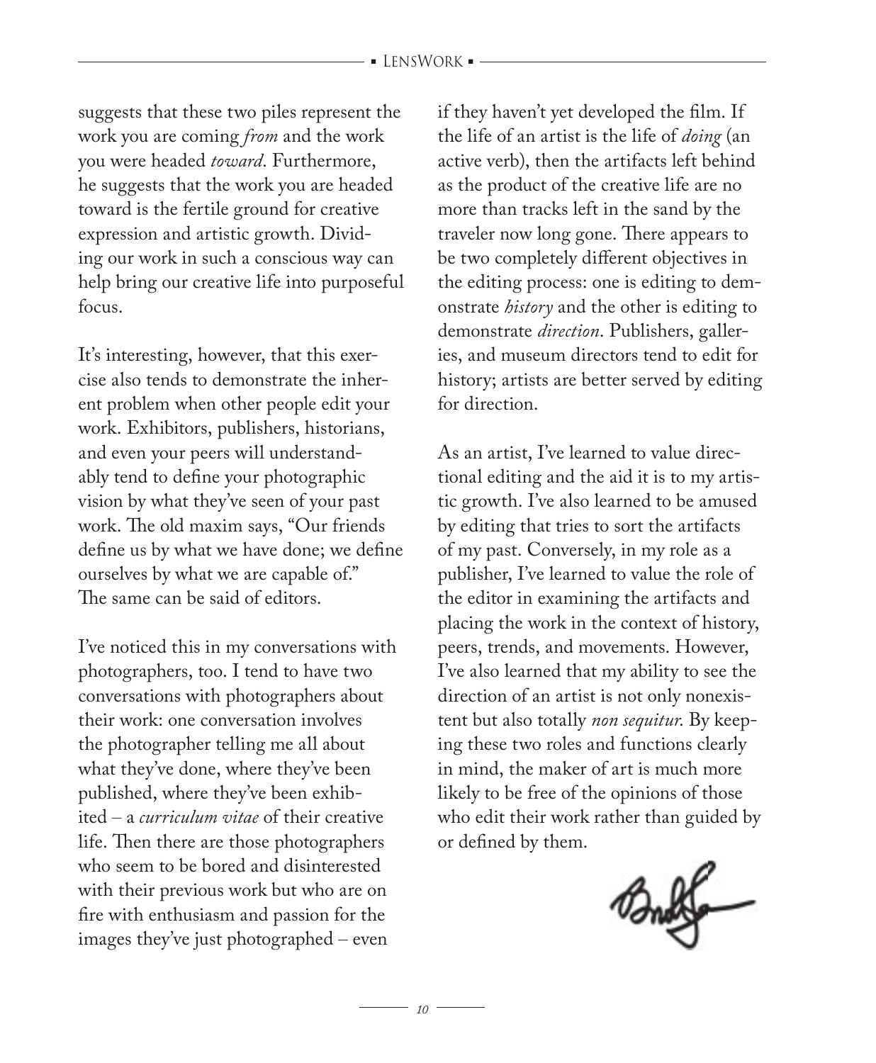suggests that these two piles represent the work you are coming *from* and the work you were headed *toward*. Furthermore, he suggests that the work you are headed toward is the fertile ground for creative expression and artistic growth. Dividing our work in such a conscious way can help bring our creative life into purposeful focus.

It's interesting, however, that this exercise also tends to demonstrate the inherent problem when other people edit your work. Exhibitors, publishers, historians, and even your peers will understandably tend to define your photographic vision by what they've seen of your past work. The old maxim says, "Our friends define us by what we have done; we define ourselves by what we are capable of." The same can be said of editors.

I've noticed this in my conversations with photographers, too. I tend to have two conversations with photographers about their work: one conversation involves the photographer telling me all about what they've done, where they've been published, where they've been exhibited – a *curriculum vitae* of their creative life. Then there are those photographers who seem to be bored and disinterested with their previous work but who are on fire with enthusiasm and passion for the images they've just photographed – even if they haven't yet developed the film. If the life of an artist is the life of *doing* (an active verb), then the artifacts left behind as the product of the creative life are no more than tracks left in the sand by the traveler now long gone. There appears to be two completely different objectives in the editing process: one is editing to demonstrate *history* and the other is editing to demonstrate *direction*. Publishers, galleries, and museum directors tend to edit for history; artists are better served by editing for direction.

As an artist, I've learned to value directional editing and the aid it is to my artistic growth. I've also learned to be amused by editing that tries to sort the artifacts of my past. Conversely, in my role as a publisher, I've learned to value the role of the editor in examining the artifacts and placing the work in the context of history, peers, trends, and movements. However, I've also learned that my ability to see the direction of an artist is not only nonexistent but also totally *non sequitur*. By keeping these two roles and functions clearly in mind, the maker of art is much more likely to be free of the opinions of those who edit their work rather than guided by or defined by them.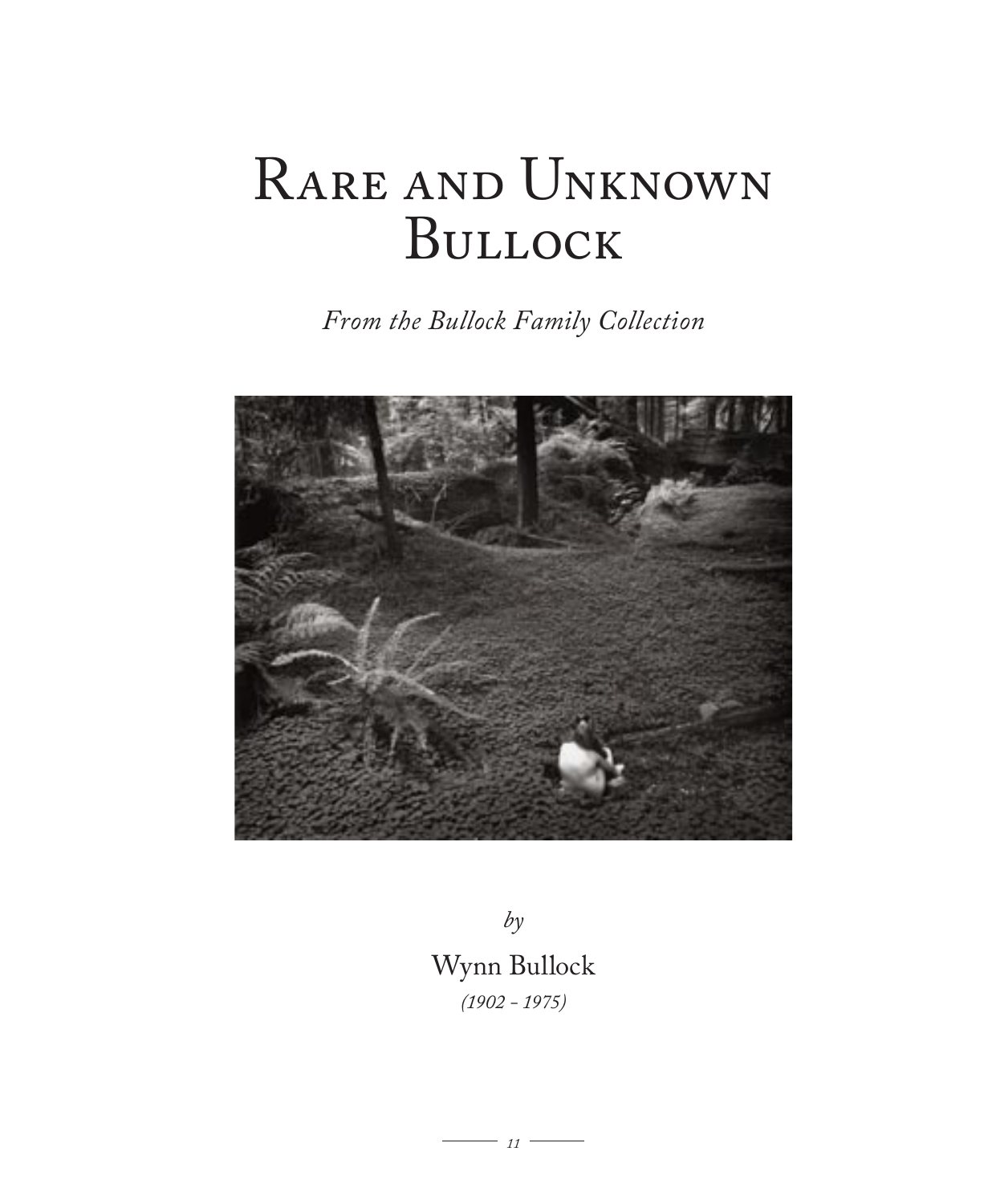# Rare and Unknown Bullock

*From the Bullock Family Collection*

*by*

Wynn Bullock

*(1902 - 1975)*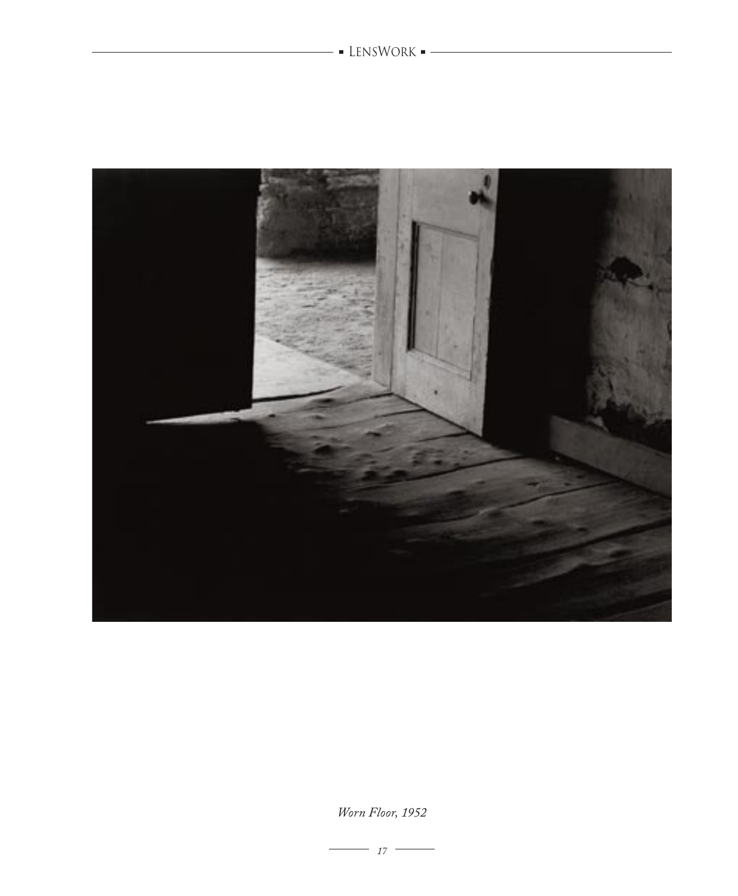*Worn Floor, 1952*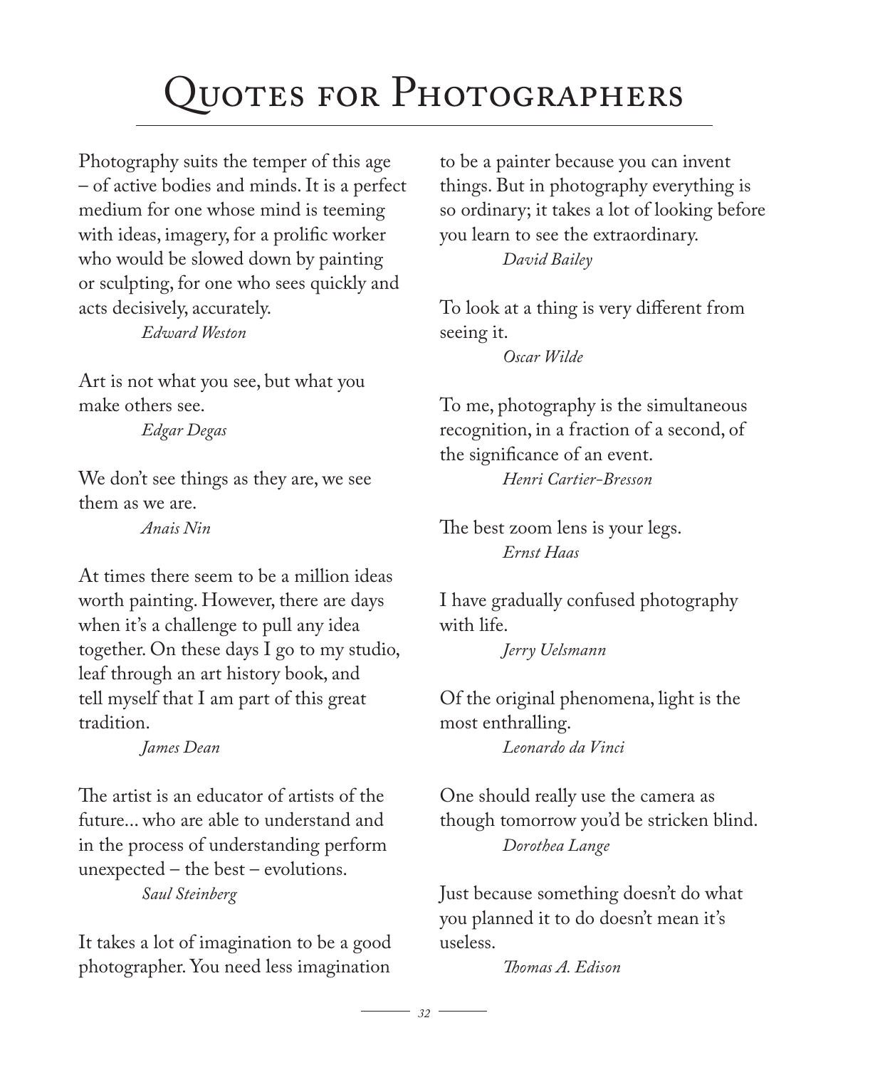# Quotes for Photographers

Photography suits the temper of this age – of active bodies and minds. It is a perfect medium for one whose mind is teeming with ideas, imagery, for a prolific worker who would be slowed down by painting or sculpting, for one who sees quickly and acts decisively, accurately.

*Edward Weston*

Art is not what you see, but what you make others see.

*Edgar Degas*

We don't see things as they are, we see them as we are.

*Anais Nin*

At times there seem to be a million ideas worth painting. However, there are days when it's a challenge to pull any idea together. On these days I go to my studio, leaf through an art history book, and tell myself that I am part of this great tradition.

*James Dean*

The artist is an educator of artists of the future... who are able to understand and in the process of understanding perform unexpected – the best – evolutions.

*Saul Steinberg*

It takes a lot of imagination to be a good photographer. You need less imagination to be a painter because you can invent things. But in photography everything is so ordinary; it takes a lot of looking before you learn to see the extraordinary.

*David Bailey*

To look at a thing is very different from seeing it.

*Oscar Wilde*

To me, photography is the simultaneous recognition, in a fraction of a second, of the significance of an event.

*Henri Cartier-Bresson*

The best zoom lens is your legs.

*Ernst Haas*

I have gradually confused photography with life.

*Jerry Uelsmann*

Of the original phenomena, light is the most enthralling.

*Leonardo da Vinci*

One should really use the camera as though tomorrow you'd be stricken blind.

*Dorothea Lange*

Just because something doesn't do what you planned it to do doesn't mean it's useless.

*Thomas A. Edison*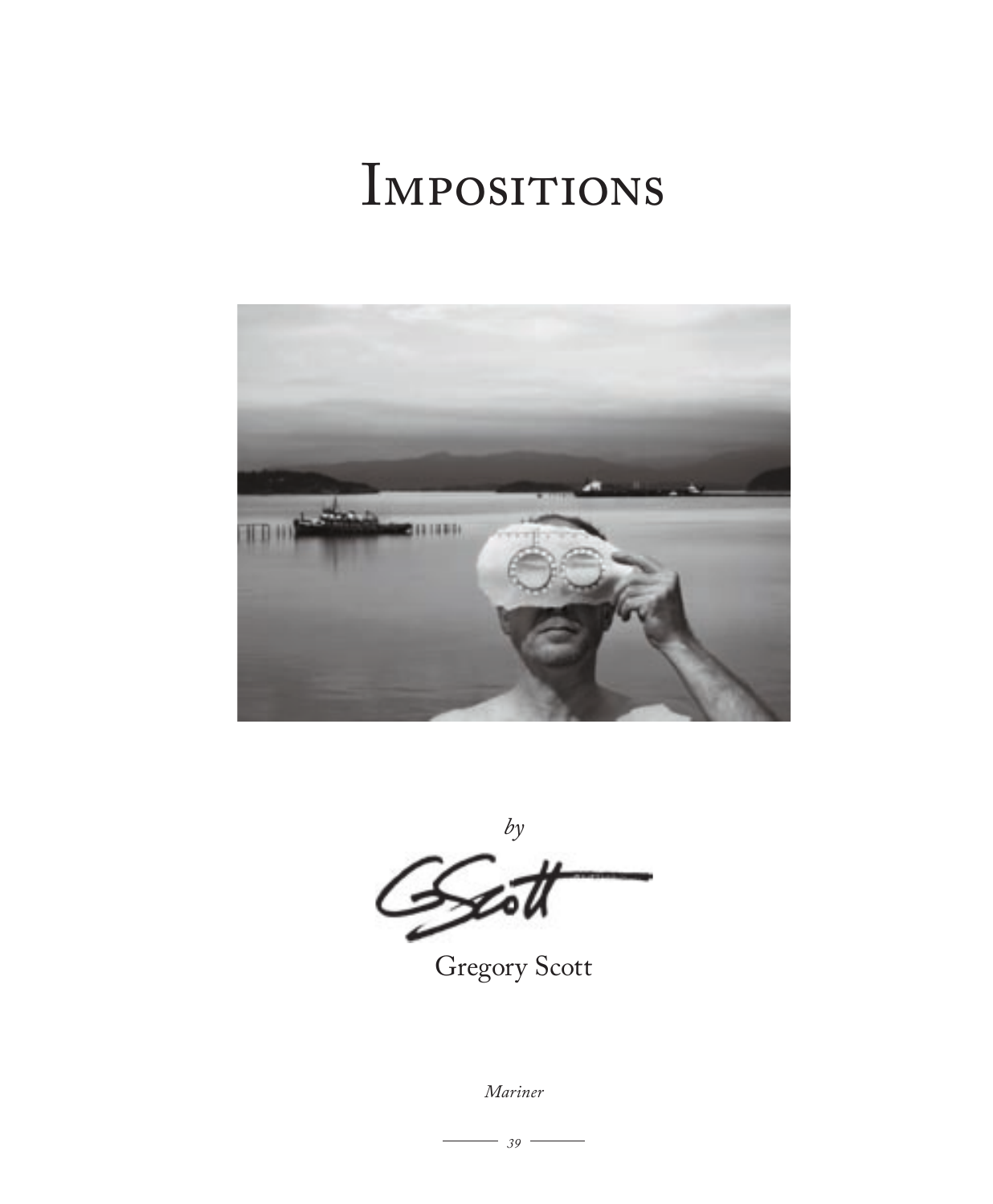# Impositions

*by*

Gregory Scott

*Mariner*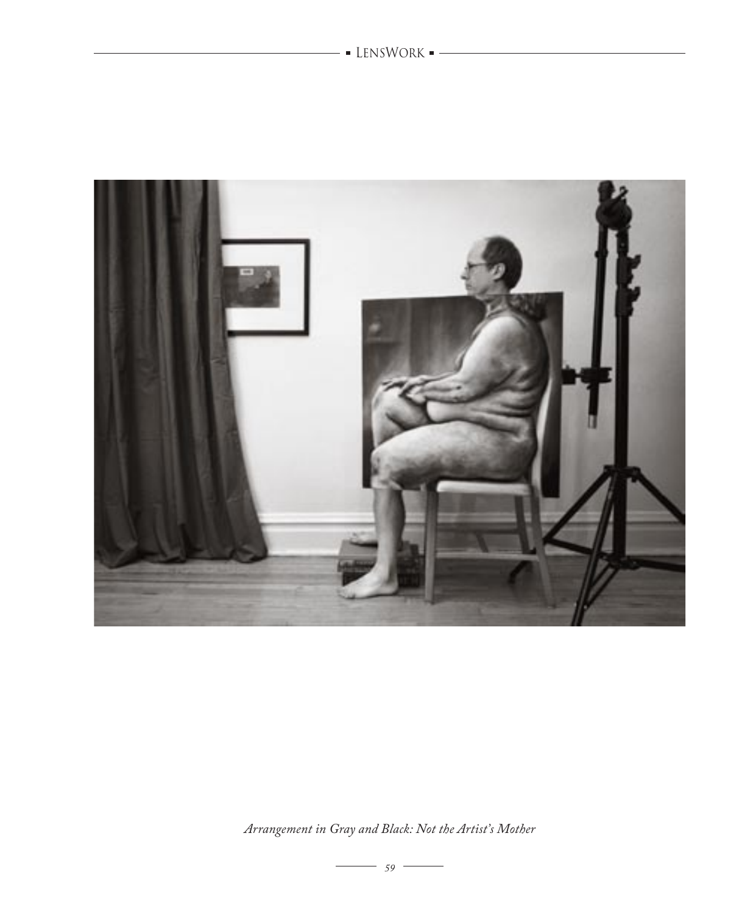*Arrangement in Gray and Black: Not the Artist's Mother*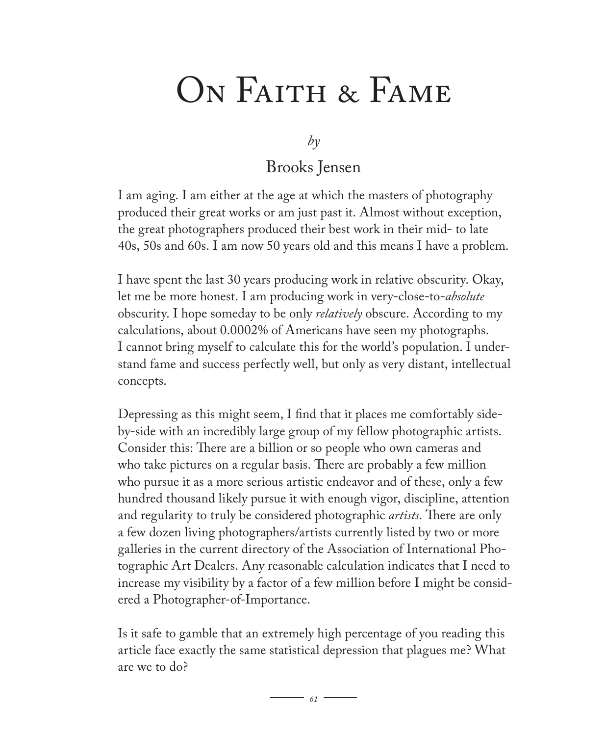# On Faith & Fame

*by*

Brooks Jensen

I am aging. I am either at the age at which the masters of photography produced their great works or am just past it. Almost without exception, the great photographers produced their best work in their mid- to late 40s, 50s and 60s. I am now 50 years old and this means I have a problem.

I have spent the last 30 years producing work in relative obscurity. Okay, let me be more honest. I am producing work in very-close-to-*absolute* obscurity. I hope someday to be only *relatively* obscure. According to my calculations, about 0.0002% of Americans have seen my photographs. I cannot bring myself to calculate this for the world's population. I understand fame and success perfectly well, but only as very distant, intellectual concepts.

Depressing as this might seem, I find that it places me comfortably side-by-side with an incredibly large group of my fellow photographic artists. Consider this: There are a billion or so people who own cameras and who take pictures on a regular basis. There are probably a few million who pursue it as a more serious artistic endeavor and of these, only a few hundred thousand likely pursue it with enough vigor, discipline, attention and regularity to truly be considered photographic *artists*. There are only a few dozen living photographers/artists currently listed by two or more galleries in the current directory of the Association of International Photographic Art Dealers. Any reasonable calculation indicates that I need to increase my visibility by a factor of a few million before I might be considered a Photographer-of-Importance.

Is it safe to gamble that an extremely high percentage of you reading this article face exactly the same statistical depression that plagues me? What are we to do?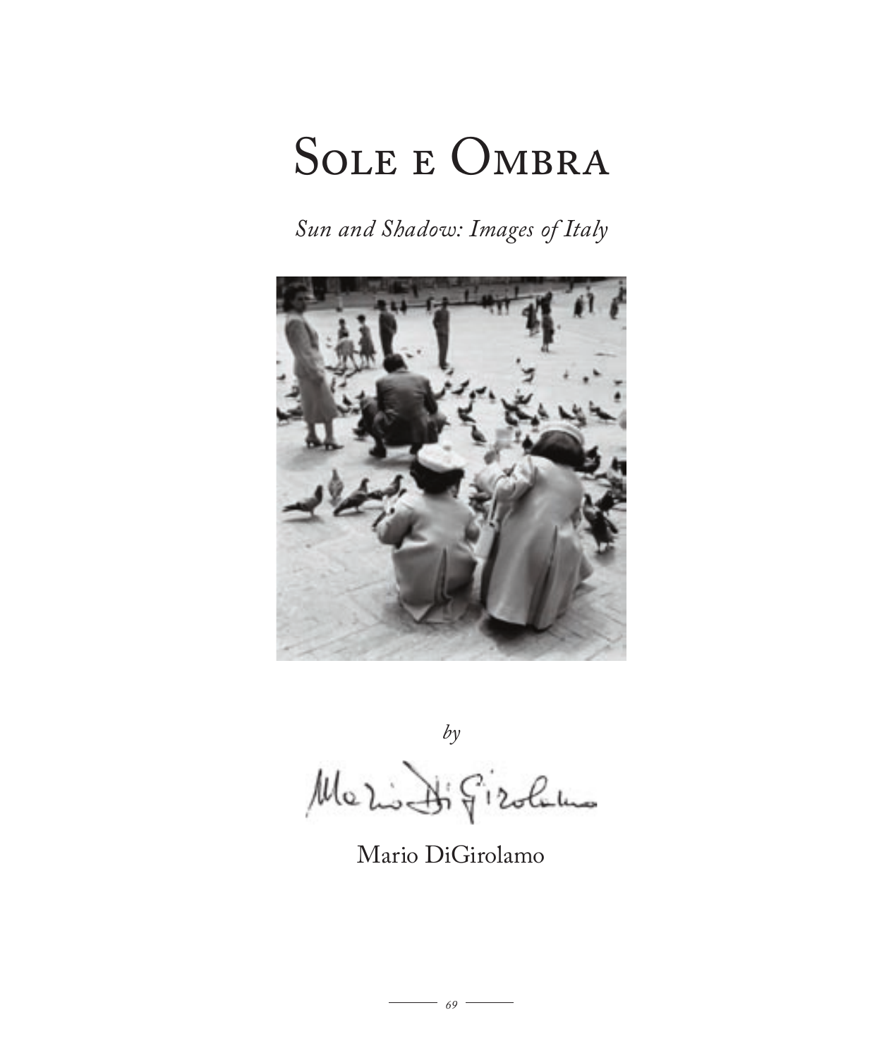# Sole e Ombra

*Sun and Shadow: Images of Italy*

*by*

Mario DiGirolamo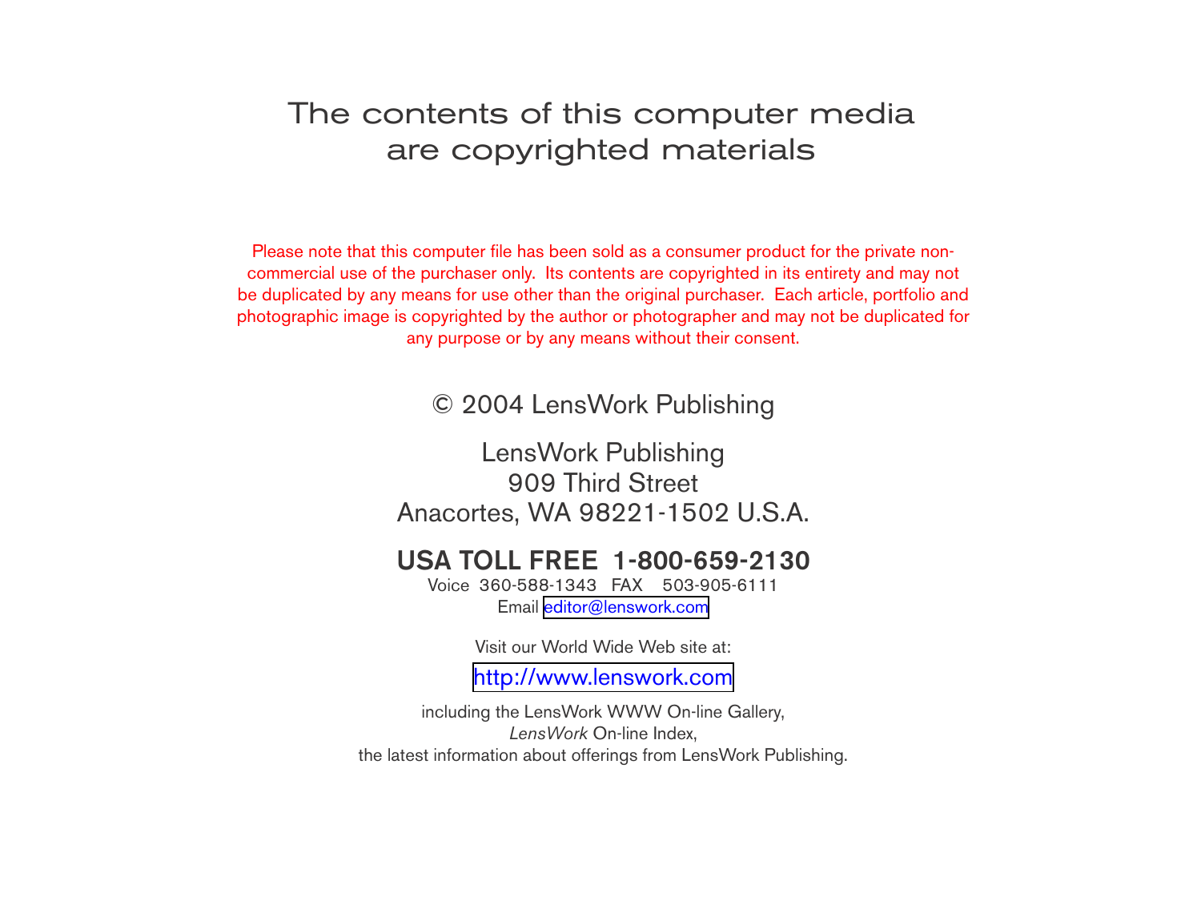# The contents of this computer media are copyrighted materials

Please note that this computer file has been sold as a consumer product for the private non-commercial use of the purchaser only. Its contents are copyrighted in its entirety and may not be duplicated by any means for use other than the original purchaser. Each article, portfolio and photographic image is copyrighted by the author or photographer and may not be duplicated for any purpose or by any means without their consent.

© 2004 LensWork Publishing

LensWork Publishing
909 Third Street
Anacortes, WA 98221-1502 U.S.A.

**USA TOLL FREE 1-800-659-2130**

Voice 360-588-1343 FAX 503-905-6111

Email editor@lenswork.com

Visit our World Wide Web site at:

http://www.lenswork.com

including the LensWork WWW On-line Gallery,
*LensWork* On-line Index,
the latest information about offerings from LensWork Publishing.